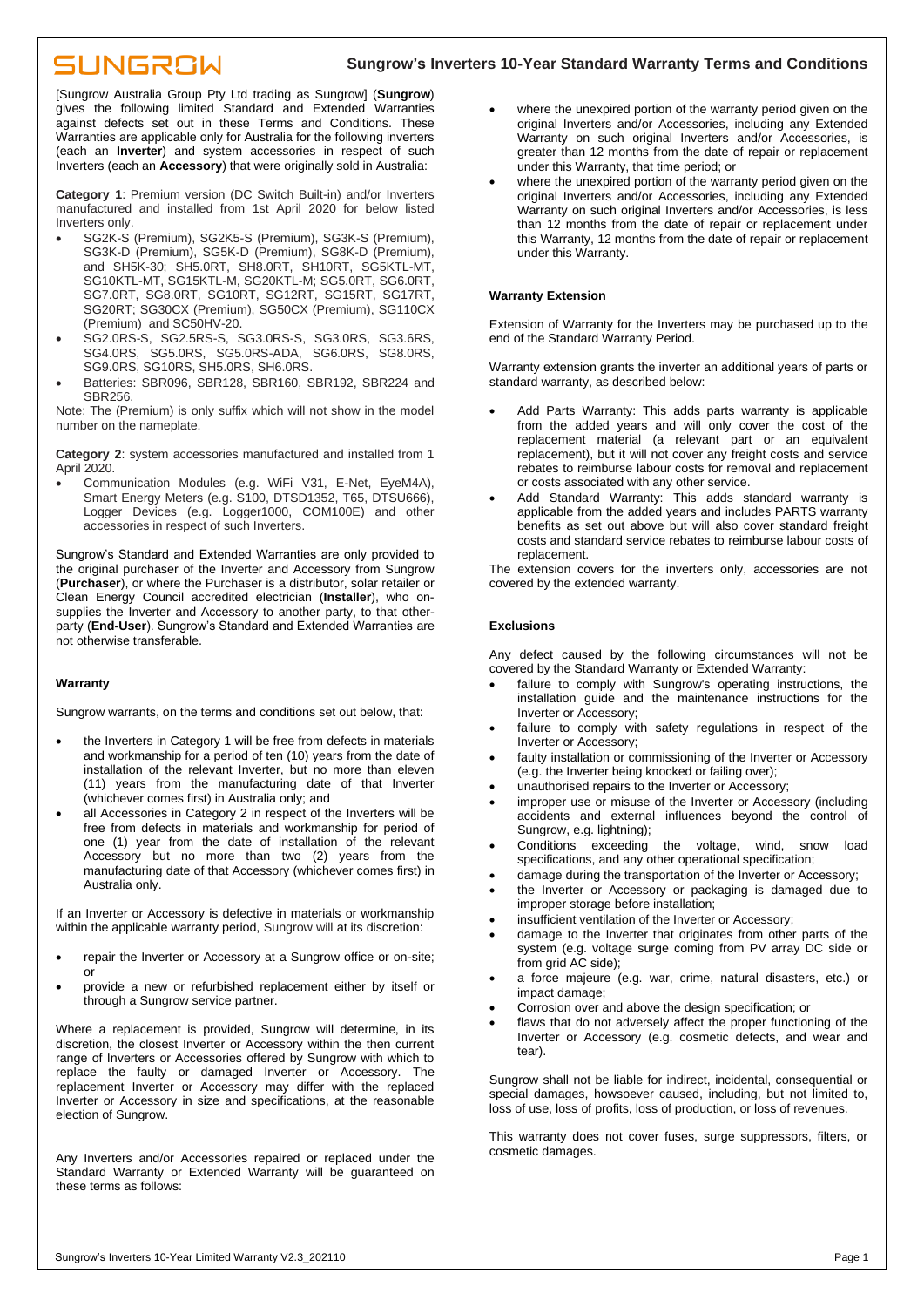# Sungrow's Inverters 10-Year Standard Warranty Terms and Conditions

[Sungrow Australia Group Pty Ltd trading as Sungrow] (**Sungrow**) gives the following limited Standard and Extended Warranties against defects set out in these Terms and Conditions. These Warranties are applicable only for Australia for the following inverters (each an **Inverter**) and system accessories in respect of such Inverters (each an **Accessory**) that were originally sold in Australia:

**Category 1**: Premium version (DC Switch Built-in) and/or Inverters manufactured and installed from 1st April 2020 for below listed Inverters only.

- SG2K-S (Premium), SG2K5-S (Premium), SG3K-S (Premium), SG3K-D (Premium), SG5K-D (Premium), SG8K-D (Premium), and SH5K-30; SH5.0RT, SH8.0RT, SH10RT, SG5KTL-MT, SG10KTL-MT, SG15KTL-M, SG20KTL-M; SG5.0RT, SG6.0RT, SG7.0RT, SG8.0RT, SG10RT, SG12RT, SG15RT, SG17RT, SG20RT; SG30CX (Premium), SG50CX (Premium), SG110CX (Premium) and SC50HV-20.
- SG2.0RS-S, SG2.5RS-S, SG3.0RS-S, SG3.0RS, SG3.6RS, SG4.0RS, SG5.0RS, SG5.0RS-ADA, SG6.0RS, SG8.0RS, SG9.0RS, SG10RS, SH5.0RS, SH6.0RS.
- Batteries: SBR096, SBR128, SBR160, SBR192, SBR224 and SBR256.

Note: The (Premium) is only suffix which will not show in the model number on the nameplate.

**Category 2**: system accessories manufactured and installed from 1 April 2020.

- Communication Modules (e.g. WiFi V31, E-Net, EyeM4A), Smart Energy Meters (e.g. S100, DTSD1352, T65, DTSU666), Logger Devices (e.g. Logger1000, COM100E) and other accessories in respect of such Inverters.

Sungrow's Standard and Extended Warranties are only provided to the original purchaser of the Inverter and Accessory from Sungrow (**Purchaser**), or where the Purchaser is a distributor, solar retailer or Clean Energy Council accredited electrician (**Installer**), who on-supplies the Inverter and Accessory to another party, to that other-party (**End-User**). Sungrow's Standard and Extended Warranties are not otherwise transferable.

## Warranty

Sungrow warrants, on the terms and conditions set out below, that:

- the Inverters in Category 1 will be free from defects in materials and workmanship for a period of ten (10) years from the date of installation of the relevant Inverter, but no more than eleven (11) years from the manufacturing date of that Inverter (whichever comes first) in Australia only; and
- all Accessories in Category 2 in respect of the Inverters will be free from defects in materials and workmanship for period of one (1) year from the date of installation of the relevant Accessory but no more than two (2) years from the manufacturing date of that Accessory (whichever comes first) in Australia only.

If an Inverter or Accessory is defective in materials or workmanship within the applicable warranty period, Sungrow will at its discretion:

- repair the Inverter or Accessory at a Sungrow office or on-site; or
- provide a new or refurbished replacement either by itself or through a Sungrow service partner.

Where a replacement is provided, Sungrow will determine, in its discretion, the closest Inverter or Accessory within the then current range of Inverters or Accessories offered by Sungrow with which to replace the faulty or damaged Inverter or Accessory. The replacement Inverter or Accessory may differ with the replaced Inverter or Accessory in size and specifications, at the reasonable election of Sungrow.

Any Inverters and/or Accessories repaired or replaced under the Standard Warranty or Extended Warranty will be guaranteed on these terms as follows:

- where the unexpired portion of the warranty period given on the original Inverters and/or Accessories, including any Extended Warranty on such original Inverters and/or Accessories, is greater than 12 months from the date of repair or replacement under this Warranty, that time period; or
- where the unexpired portion of the warranty period given on the original Inverters and/or Accessories, including any Extended Warranty on such original Inverters and/or Accessories, is less than 12 months from the date of repair or replacement under this Warranty, 12 months from the date of repair or replacement under this Warranty.

## Warranty Extension

Extension of Warranty for the Inverters may be purchased up to the end of the Standard Warranty Period.

Warranty extension grants the inverter an additional years of parts or standard warranty, as described below:

- Add Parts Warranty: This adds parts warranty is applicable from the added years and will only cover the cost of the replacement material (a relevant part or an equivalent replacement), but it will not cover any freight costs and service rebates to reimburse labour costs for removal and replacement or costs associated with any other service.
- Add Standard Warranty: This adds standard warranty is applicable from the added years and includes PARTS warranty benefits as set out above but will also cover standard freight costs and standard service rebates to reimburse labour costs of replacement.

The extension covers for the inverters only, accessories are not covered by the extended warranty.

## Exclusions

Any defect caused by the following circumstances will not be covered by the Standard Warranty or Extended Warranty:

- failure to comply with Sungrow's operating instructions, the installation guide and the maintenance instructions for the Inverter or Accessory;
- failure to comply with safety regulations in respect of the Inverter or Accessory;
- faulty installation or commissioning of the Inverter or Accessory (e.g. the Inverter being knocked or failing over);
- unauthorised repairs to the Inverter or Accessory;
- improper use or misuse of the Inverter or Accessory (including accidents and external influences beyond the control of Sungrow, e.g. lightning);
- Conditions exceeding the voltage, wind, snow load specifications, and any other operational specification;
- damage during the transportation of the Inverter or Accessory;
- the Inverter or Accessory or packaging is damaged due to improper storage before installation;
- insufficient ventilation of the Inverter or Accessory;
- damage to the Inverter that originates from other parts of the system (e.g. voltage surge coming from PV array DC side or from grid AC side);
- a force majeure (e.g. war, crime, natural disasters, etc.) or impact damage;
- Corrosion over and above the design specification; or
- flaws that do not adversely affect the proper functioning of the Inverter or Accessory (e.g. cosmetic defects, and wear and tear).

Sungrow shall not be liable for indirect, incidental, consequential or special damages, howsoever caused, including, but not limited to, loss of use, loss of profits, loss of production, or loss of revenues.

This warranty does not cover fuses, surge suppressors, filters, or cosmetic damages.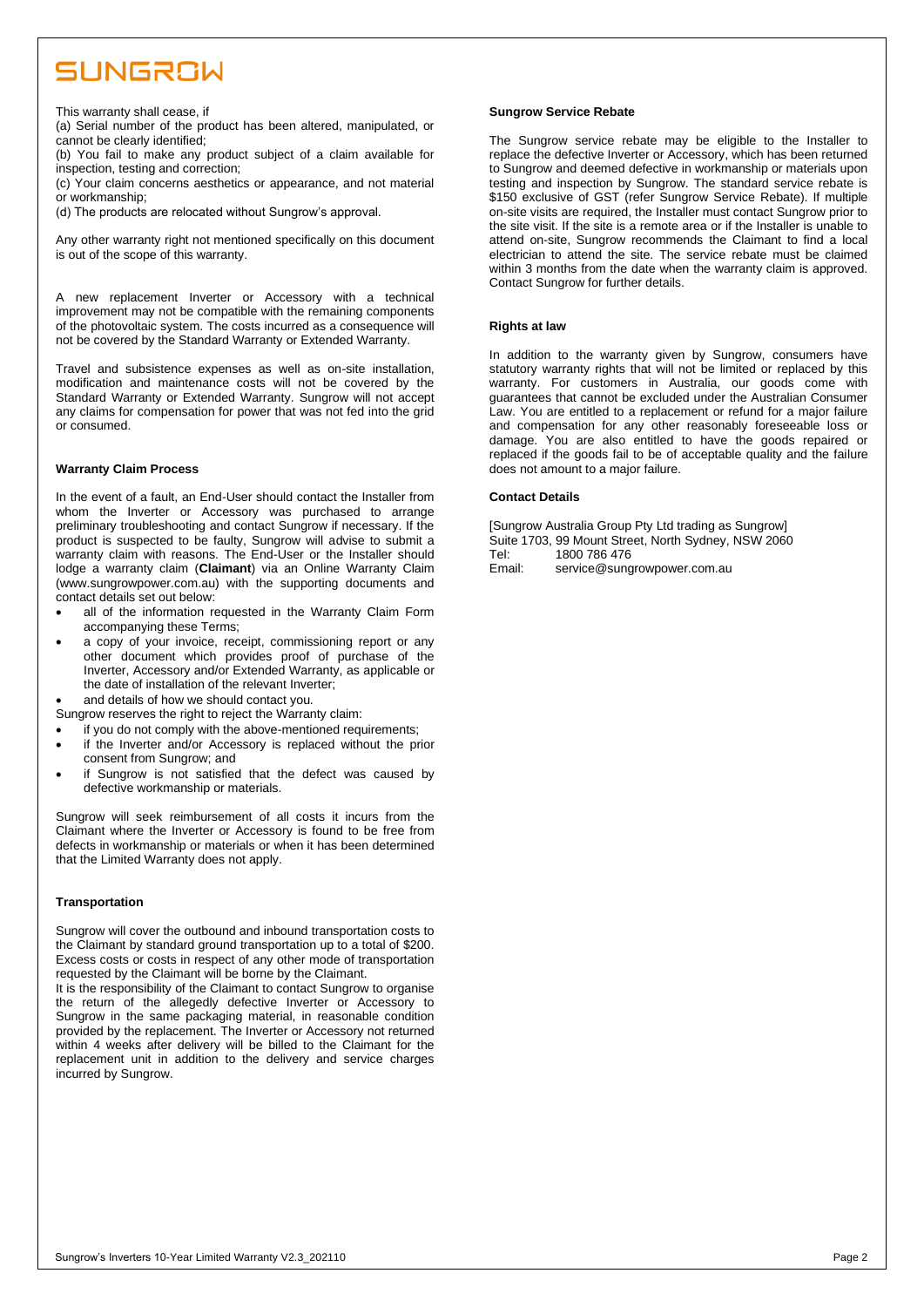SUNGROW

This warranty shall cease, if

(a) Serial number of the product has been altered, manipulated, or cannot be clearly identified;

(b) You fail to make any product subject of a claim available for inspection, testing and correction;

(c) Your claim concerns aesthetics or appearance, and not material or workmanship;

(d) The products are relocated without Sungrow's approval.

Any other warranty right not mentioned specifically on this document is out of the scope of this warranty.

A new replacement Inverter or Accessory with a technical improvement may not be compatible with the remaining components of the photovoltaic system. The costs incurred as a consequence will not be covered by the Standard Warranty or Extended Warranty.

Travel and subsistence expenses as well as on-site installation, modification and maintenance costs will not be covered by the Standard Warranty or Extended Warranty. Sungrow will not accept any claims for compensation for power that was not fed into the grid or consumed.

**Warranty Claim Process**

In the event of a fault, an End-User should contact the Installer from whom the Inverter or Accessory was purchased to arrange preliminary troubleshooting and contact Sungrow if necessary. If the product is suspected to be faulty, Sungrow will advise to submit a warranty claim with reasons. The End-User or the Installer should lodge a warranty claim (**Claimant**) via an Online Warranty Claim (www.sungrowpower.com.au) with the supporting documents and contact details set out below:

- all of the information requested in the Warranty Claim Form accompanying these Terms;
- a copy of your invoice, receipt, commissioning report or any other document which provides proof of purchase of the Inverter, Accessory and/or Extended Warranty, as applicable or the date of installation of the relevant Inverter;
- and details of how we should contact you.

Sungrow reserves the right to reject the Warranty claim:

- if you do not comply with the above-mentioned requirements;
- if the Inverter and/or Accessory is replaced without the prior consent from Sungrow; and
- if Sungrow is not satisfied that the defect was caused by defective workmanship or materials.

Sungrow will seek reimbursement of all costs it incurs from the Claimant where the Inverter or Accessory is found to be free from defects in workmanship or materials or when it has been determined that the Limited Warranty does not apply.

**Transportation**

Sungrow will cover the outbound and inbound transportation costs to the Claimant by standard ground transportation up to a total of $200. Excess costs or costs in respect of any other mode of transportation requested by the Claimant will be borne by the Claimant.

It is the responsibility of the Claimant to contact Sungrow to organise the return of the allegedly defective Inverter or Accessory to Sungrow in the same packaging material, in reasonable condition provided by the replacement. The Inverter or Accessory not returned within 4 weeks after delivery will be billed to the Claimant for the replacement unit in addition to the delivery and service charges incurred by Sungrow.

**Sungrow Service Rebate**

The Sungrow service rebate may be eligible to the Installer to replace the defective Inverter or Accessory, which has been returned to Sungrow and deemed defective in workmanship or materials upon testing and inspection by Sungrow. The standard service rebate is $150 exclusive of GST (refer Sungrow Service Rebate). If multiple on-site visits are required, the Installer must contact Sungrow prior to the site visit. If the site is a remote area or if the Installer is unable to attend on-site, Sungrow recommends the Claimant to find a local electrician to attend the site. The service rebate must be claimed within 3 months from the date when the warranty claim is approved. Contact Sungrow for further details.

**Rights at law**

In addition to the warranty given by Sungrow, consumers have statutory warranty rights that will not be limited or replaced by this warranty. For customers in Australia, our goods come with guarantees that cannot be excluded under the Australian Consumer Law. You are entitled to a replacement or refund for a major failure and compensation for any other reasonably foreseeable loss or damage. You are also entitled to have the goods repaired or replaced if the goods fail to be of acceptable quality and the failure does not amount to a major failure.

**Contact Details**

[Sungrow Australia Group Pty Ltd trading as Sungrow]
Suite 1703, 99 Mount Street, North Sydney, NSW 2060
Tel: 1800 786 476
Email: service@sungrowpower.com.au